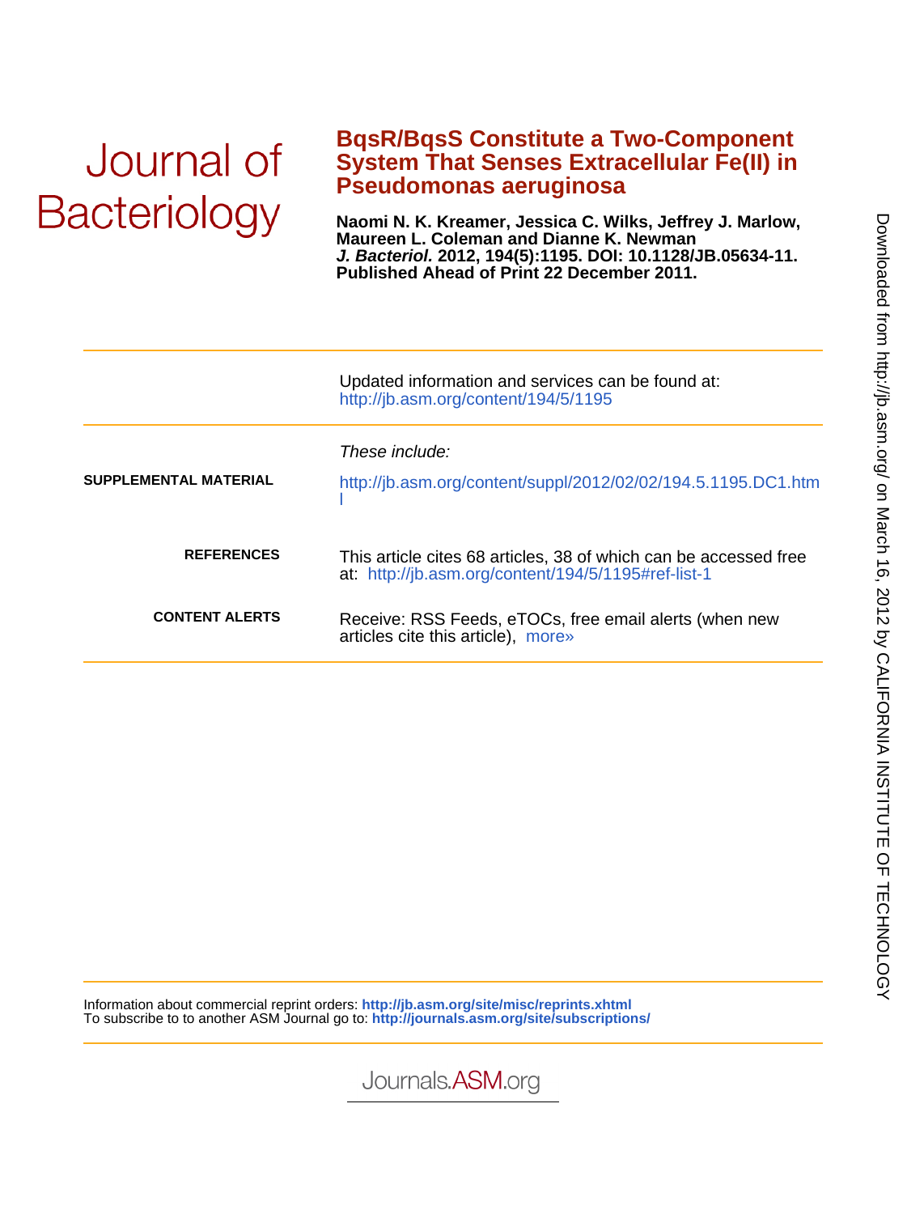Journal of Bacteriology

# BqsR/BqsS Constitute a Two-Component System That Senses Extracellular Fe(II) in Pseudomonas aeruginosa

**Naomi N. K. Kreamer, Jessica C. Wilks, Jeffrey J. Marlow, Maureen L. Coleman and Dianne K. Newman**
***J. Bacteriol.*** **2012, 194(5):1195. DOI: 10.1128/JB.05634-11.**
**Published Ahead of Print 22 December 2011.**

---

Updated information and services can be found at:
http://jb.asm.org/content/194/5/1195

---

*These include:*

**SUPPLEMENTAL MATERIAL** http://jb.asm.org/content/suppl/2012/02/02/194.5.1195.DC1.html

**REFERENCES** This article cites 68 articles, 38 of which can be accessed free at: http://jb.asm.org/content/194/5/1195#ref-list-1

**CONTENT ALERTS** Receive: RSS Feeds, eTOCs, free email alerts (when new articles cite this article), more»

---

Information about commercial reprint orders: **http://jb.asm.org/site/misc/reprints.xhtml**
To subscribe to to another ASM Journal go to: **http://journals.asm.org/site/subscriptions/**

---

Journals.ASM.org

Downloaded from http://jb.asm.org/ on March 16, 2012 by CALIFORNIA INSTITUTE OF TECHNOLOGY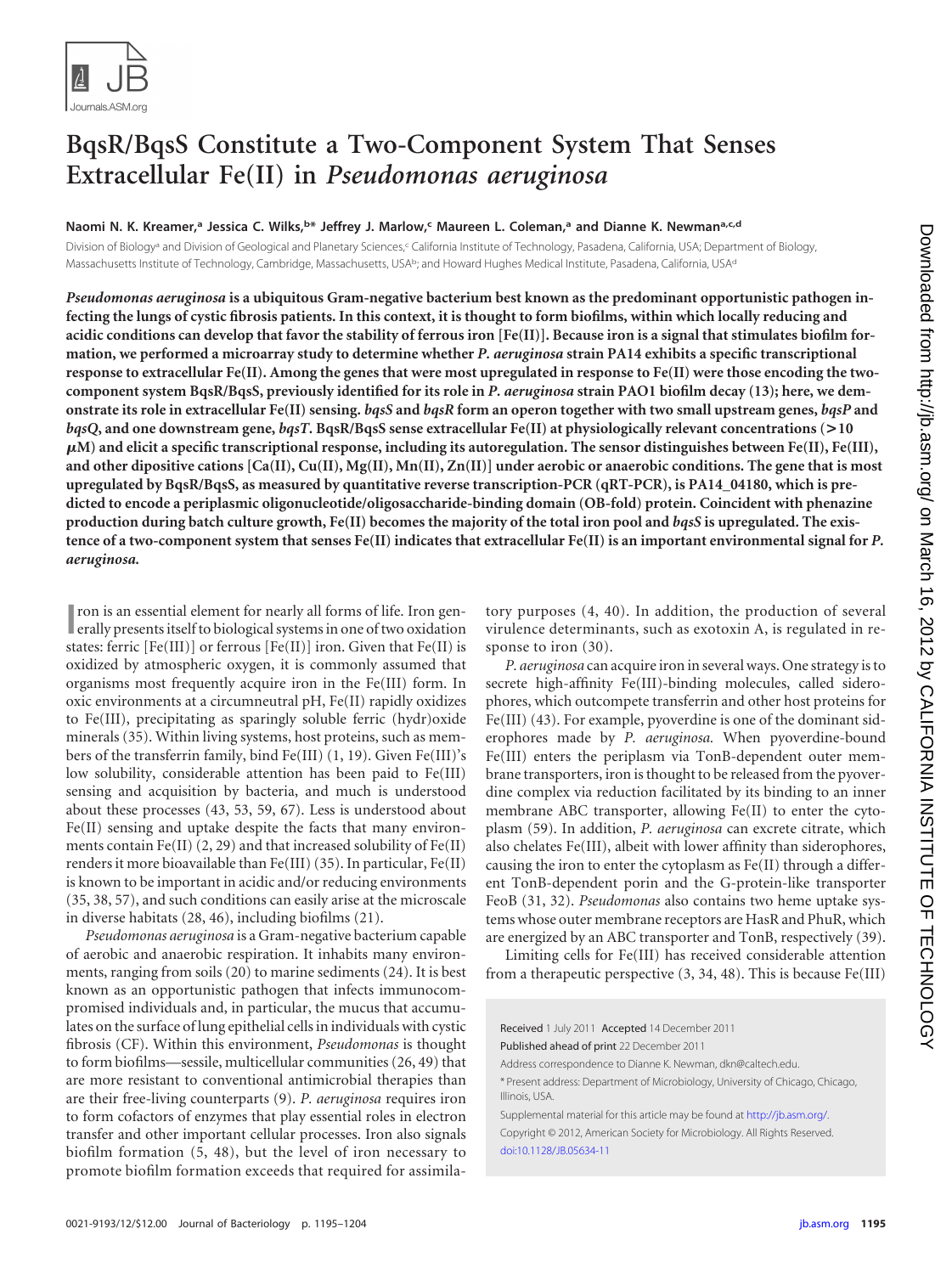# BqsR/BqsS Constitute a Two-Component System That Senses Extracellular Fe(II) in *Pseudomonas aeruginosa*

**Naomi N. K. Kreamer,[a] Jessica C. Wilks,[b]* Jeffrey J. Marlow,[c] Maureen L. Coleman,[a] and Dianne K. Newman[a,c,d]**

Division of Biology[a] and Division of Geological and Planetary Sciences,[c] California Institute of Technology, Pasadena, California, USA; Department of Biology, Massachusetts Institute of Technology, Cambridge, Massachusetts, USA[b]; and Howard Hughes Medical Institute, Pasadena, California, USA[d]

***Pseudomonas aeruginosa* is a ubiquitous Gram-negative bacterium best known as the predominant opportunistic pathogen infecting the lungs of cystic fibrosis patients. In this context, it is thought to form biofilms, within which locally reducing and acidic conditions can develop that favor the stability of ferrous iron [Fe(II)]. Because iron is a signal that stimulates biofilm formation, we performed a microarray study to determine whether *P. aeruginosa* strain PA14 exhibits a specific transcriptional response to extracellular Fe(II). Among the genes that were most upregulated in response to Fe(II) were those encoding the two-component system BqsR/BqsS, previously identified for its role in *P. aeruginosa* strain PAO1 biofilm decay (13); here, we demonstrate its role in extracellular Fe(II) sensing. *bqsS* and *bqsR* form an operon together with two small upstream genes, *bqsP* and *bqsQ*, and one downstream gene, *bqsT*. BqsR/BqsS sense extracellular Fe(II) at physiologically relevant concentrations (>10 μM) and elicit a specific transcriptional response, including its autoregulation. The sensor distinguishes between Fe(II), Fe(III), and other dipositive cations [Ca(II), Cu(II), Mg(II), Mn(II), Zn(II)] under aerobic or anaerobic conditions. The gene that is most upregulated by BqsR/BqsS, as measured by quantitative reverse transcription-PCR (qRT-PCR), is PA14_04180, which is predicted to encode a periplasmic oligonucleotide/oligosaccharide-binding domain (OB-fold) protein. Coincident with phenazine production during batch culture growth, Fe(II) becomes the majority of the total iron pool and *bqsS* is upregulated. The existence of a two-component system that senses Fe(II) indicates that extracellular Fe(II) is an important environmental signal for *P. aeruginosa*.**

Iron is an essential element for nearly all forms of life. Iron generally presents itself to biological systems in one of two oxidation states: ferric [Fe(III)] or ferrous [Fe(II)] iron. Given that Fe(II) is oxidized by atmospheric oxygen, it is commonly assumed that organisms most frequently acquire iron in the Fe(III) form. In oxic environments at a circumneutral pH, Fe(II) rapidly oxidizes to Fe(III), precipitating as sparingly soluble ferric (hydr)oxide minerals (35). Within living systems, host proteins, such as members of the transferrin family, bind Fe(III) (1, 19). Given Fe(III)'s low solubility, considerable attention has been paid to Fe(III) sensing and acquisition by bacteria, and much is understood about these processes (43, 53, 59, 67). Less is understood about Fe(II) sensing and uptake despite the facts that many environments contain Fe(II) (2, 29) and that increased solubility of Fe(II) renders it more bioavailable than Fe(III) (35). In particular, Fe(II) is known to be important in acidic and/or reducing environments (35, 38, 57), and such conditions can easily arise at the microscale in diverse habitats (28, 46), including biofilms (21).

*Pseudomonas aeruginosa* is a Gram-negative bacterium capable of aerobic and anaerobic respiration. It inhabits many environments, ranging from soils (20) to marine sediments (24). It is best known as an opportunistic pathogen that infects immunocompromised individuals and, in particular, the mucus that accumulates on the surface of lung epithelial cells in individuals with cystic fibrosis (CF). Within this environment, *Pseudomonas* is thought to form biofilms—sessile, multicellular communities (26, 49) that are more resistant to conventional antimicrobial therapies than are their free-living counterparts (9). *P. aeruginosa* requires iron to form cofactors of enzymes that play essential roles in electron transfer and other important cellular processes. Iron also signals biofilm formation (5, 48), but the level of iron necessary to promote biofilm formation exceeds that required for assimilatory purposes (4, 40). In addition, the production of several virulence determinants, such as exotoxin A, is regulated in response to iron (30).

*P. aeruginosa* can acquire iron in several ways. One strategy is to secrete high-affinity Fe(III)-binding molecules, called siderophores, which outcompete transferrin and other host proteins for Fe(III) (43). For example, pyoverdine is one of the dominant siderophores made by *P. aeruginosa*. When pyoverdine-bound Fe(III) enters the periplasm via TonB-dependent outer membrane transporters, iron is thought to be released from the pyoverdine complex via reduction facilitated by its binding to an inner membrane ABC transporter, allowing Fe(II) to enter the cytoplasm (59). In addition, *P. aeruginosa* can excrete citrate, which also chelates Fe(III), albeit with lower affinity than siderophores, causing the iron to enter the cytoplasm as Fe(II) through a different TonB-dependent porin and the G-protein-like transporter FeoB (31, 32). *Pseudomonas* also contains two heme uptake systems whose outer membrane receptors are HasR and PhuR, which are energized by an ABC transporter and TonB, respectively (39).

Limiting cells for Fe(III) has received considerable attention from a therapeutic perspective (3, 34, 48). This is because Fe(III)

Received 1 July 2011 Accepted 14 December 2011

Published ahead of print 22 December 2011

Address correspondence to Dianne K. Newman, dkn@caltech.edu.

* Present address: Department of Microbiology, University of Chicago, Chicago, Illinois, USA.

Supplemental material for this article may be found at http://jb.asm.org/.

Copyright © 2012, American Society for Microbiology. All Rights Reserved.

doi:10.1128/JB.05634-11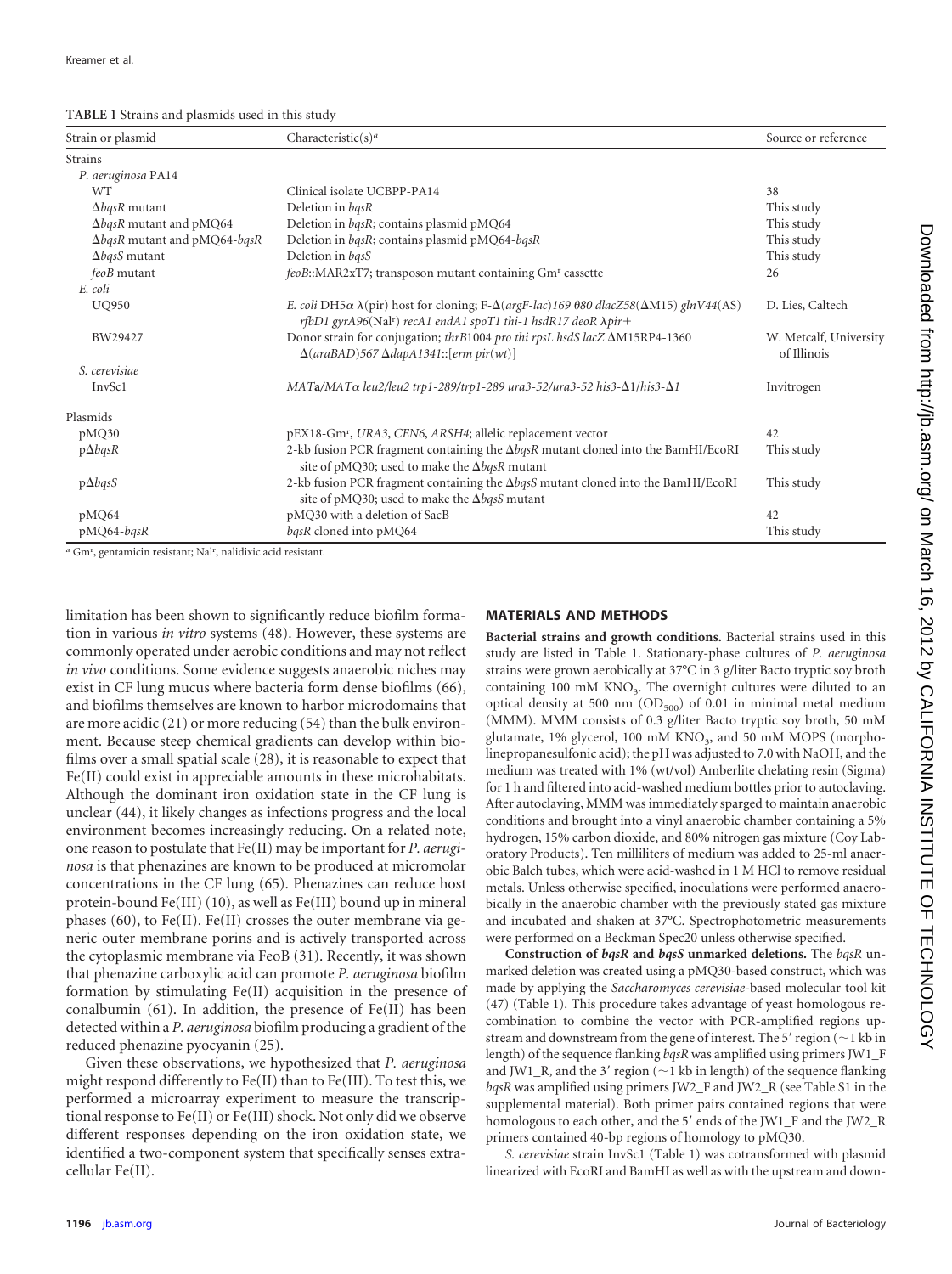**TABLE 1** Strains and plasmids used in this study

| Strain or plasmid | Characteristic(s)[a] | Source or reference |
|---|---|---|
| Strains | | |
| *P. aeruginosa* PA14 | | |
| WT | Clinical isolate UCBPP-PA14 | 38 |
| Δ*bqsR* mutant | Deletion in *bqsR* | This study |
| Δ*bqsR* mutant and pMQ64 | Deletion in *bqsR*; contains plasmid pMQ64 | This study |
| Δ*bqsR* mutant and pMQ64-*bqsR* | Deletion in *bqsR*; contains plasmid pMQ64-*bqsR* | This study |
| Δ*bqsS* mutant | Deletion in *bqsS* | This study |
| *feoB* mutant | *feoB*::MAR2xT7; transposon mutant containing Gm[r] cassette | 26 |
| *E. coli* | | |
| UQ950 | *E. coli* DH5α λ(pir) host for cloning; F-Δ(*argF-lac*)*169 θ80 dlacZ58*(ΔM15) *glnV44*(AS) *rfbD1 gyrA96*(Nal[r]) *recA1 endA1 spoT1 thi-1 hsdR17 deoR* λ*pir*+ | D. Lies, Caltech |
| BW29427 | Donor strain for conjugation; *thrB*1004 *pro thi rpsL hsdS lacZ* ΔM15RP4-1360 Δ(*araBAD*)*567* Δ*dapA1341*::[*erm pir*(*wt*)] | W. Metcalf, University of Illinois |
| *S. cerevisiae* | | |
| InvSc1 | *MAT***a**/*MAT*α *leu2/leu2 trp1-289/trp1-289 ura3-52/ura3-52 his3-Δ1/his3-Δ1* | Invitrogen |
| Plasmids | | |
| pMQ30 | pEX18-Gm[r], *URA3*, *CEN6*, *ARSH4*; allelic replacement vector | 42 |
| pΔ*bqsR* | 2-kb fusion PCR fragment containing the Δ*bqsR* mutant cloned into the BamHI/EcoRI site of pMQ30; used to make the Δ*bqsR* mutant | This study |
| pΔ*bqsS* | 2-kb fusion PCR fragment containing the Δ*bqsS* mutant cloned into the BamHI/EcoRI site of pMQ30; used to make the Δ*bqsS* mutant | This study |
| pMQ64 | pMQ30 with a deletion of SacB | 42 |
| pMQ64-*bqsR* | *bqsR* cloned into pMQ64 | This study |

[a] Gm[r], gentamicin resistant; Nal[r], nalidixic acid resistant.

limitation has been shown to significantly reduce biofilm formation in various *in vitro* systems (48). However, these systems are commonly operated under aerobic conditions and may not reflect *in vivo* conditions. Some evidence suggests anaerobic niches may exist in CF lung mucus where bacteria form dense biofilms (66), and biofilms themselves are known to harbor microdomains that are more acidic (21) or more reducing (54) than the bulk environment. Because steep chemical gradients can develop within biofilms over a small spatial scale (28), it is reasonable to expect that Fe(II) could exist in appreciable amounts in these microhabitats. Although the dominant iron oxidation state in the CF lung is unclear (44), it likely changes as infections progress and the local environment becomes increasingly reducing. On a related note, one reason to postulate that Fe(II) may be important for *P. aeruginosa* is that phenazines are known to be produced at micromolar concentrations in the CF lung (65). Phenazines can reduce host protein-bound Fe(III) (10), as well as Fe(III) bound up in mineral phases (60), to Fe(II). Fe(II) crosses the outer membrane via generic outer membrane porins and is actively transported across the cytoplasmic membrane via FeoB (31). Recently, it was shown that phenazine carboxylic acid can promote *P. aeruginosa* biofilm formation by stimulating Fe(II) acquisition in the presence of conalbumin (61). In addition, the presence of Fe(II) has been detected within a *P. aeruginosa* biofilm producing a gradient of the reduced phenazine pyocyanin (25).

Given these observations, we hypothesized that *P. aeruginosa* might respond differently to Fe(II) than to Fe(III). To test this, we performed a microarray experiment to measure the transcriptional response to Fe(II) or Fe(III) shock. Not only did we observe different responses depending on the iron oxidation state, we identified a two-component system that specifically senses extracellular Fe(II).

## MATERIALS AND METHODS

**Bacterial strains and growth conditions.** Bacterial strains used in this study are listed in Table 1. Stationary-phase cultures of *P. aeruginosa* strains were grown aerobically at 37°C in 3 g/liter Bacto tryptic soy broth containing 100 mM $KNO_3$. The overnight cultures were diluted to an optical density at 500 nm ($OD_{500}$) of 0.01 in minimal metal medium (MMM). MMM consists of 0.3 g/liter Bacto tryptic soy broth, 50 mM glutamate, 1% glycerol, 100 mM $KNO_3$, and 50 mM MOPS (morpholinepropanesulfonic acid); the pH was adjusted to 7.0 with NaOH, and the medium was treated with 1% (wt/vol) Amberlite chelating resin (Sigma) for 1 h and filtered into acid-washed medium bottles prior to autoclaving. After autoclaving, MMM was immediately sparged to maintain anaerobic conditions and brought into a vinyl anaerobic chamber containing a 5% hydrogen, 15% carbon dioxide, and 80% nitrogen gas mixture (Coy Laboratory Products). Ten milliliters of medium was added to 25-ml anaerobic Balch tubes, which were acid-washed in 1 M HCl to remove residual metals. Unless otherwise specified, inoculations were performed anaerobically in the anaerobic chamber with the previously stated gas mixture and incubated and shaken at 37°C. Spectrophotometric measurements were performed on a Beckman Spec20 unless otherwise specified.

**Construction of *bqsR* and *bqsS* unmarked deletions.** The *bqsR* unmarked deletion was created using a pMQ30-based construct, which was made by applying the *Saccharomyces cerevisiae*-based molecular tool kit (47) (Table 1). This procedure takes advantage of yeast homologous recombination to combine the vector with PCR-amplified regions upstream and downstream from the gene of interest. The 5′ region (~1 kb in length) of the sequence flanking *bqsR* was amplified using primers JW1_F and JW1_R, and the 3′ region (~1 kb in length) of the sequence flanking *bqsR* was amplified using primers JW2_F and JW2_R (see Table S1 in the supplemental material). Both primer pairs contained regions that were homologous to each other, and the 5′ ends of the JW1_F and the JW2_R primers contained 40-bp regions of homology to pMQ30.

*S. cerevisiae* strain InvSc1 (Table 1) was cotransformed with plasmid linearized with EcoRI and BamHI as well as with the upstream and down-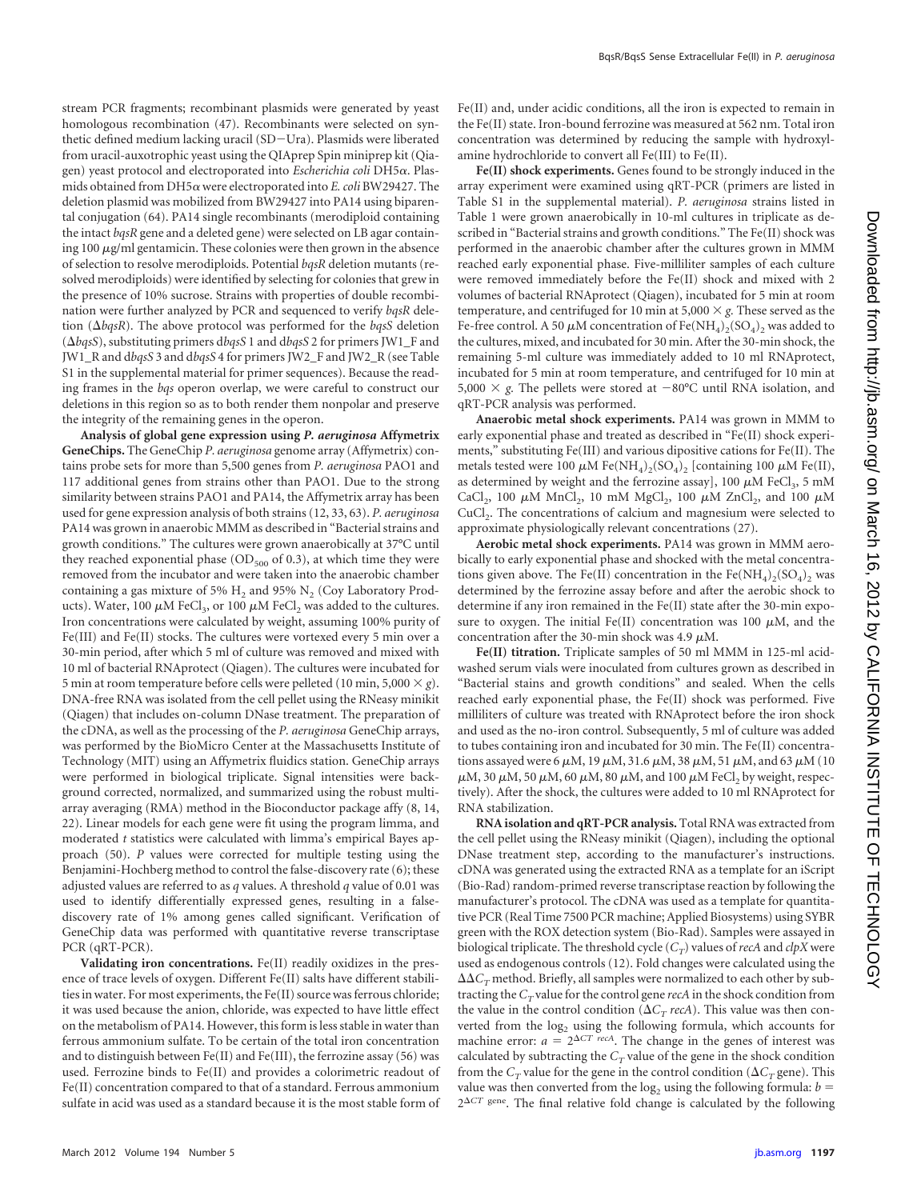stream PCR fragments; recombinant plasmids were generated by yeast homologous recombination (47). Recombinants were selected on synthetic defined medium lacking uracil (SD−Ura). Plasmids were liberated from uracil-auxotrophic yeast using the QIAprep Spin miniprep kit (Qiagen) yeast protocol and electroporated into *Escherichia coli* DH5α. Plasmids obtained from DH5α were electroporated into *E. coli* BW29427. The deletion plasmid was mobilized from BW29427 into PA14 using biparental conjugation (64). PA14 single recombinants (merodiploid containing the intact *bqsR* gene and a deleted gene) were selected on LB agar containing 100 μg/ml gentamicin. These colonies were then grown in the absence of selection to resolve merodiploids. Potential *bqsR* deletion mutants (resolved merodiploids) were identified by selecting for colonies that grew in the presence of 10% sucrose. Strains with properties of double recombination were further analyzed by PCR and sequenced to verify *bqsR* deletion (Δ*bqsR*). The above protocol was performed for the *bqsS* deletion (Δ*bqsS*), substituting primers d*bqsS* 1 and d*bqsS* 2 for primers JW1_F and JW1_R and d*bqsS* 3 and d*bqsS* 4 for primers JW2_F and JW2_R (see Table S1 in the supplemental material for primer sequences). Because the reading frames in the *bqs* operon overlap, we were careful to construct our deletions in this region so as to both render them nonpolar and preserve the integrity of the remaining genes in the operon.

**Analysis of global gene expression using *P. aeruginosa* Affymetrix GeneChips.** The GeneChip *P. aeruginosa* genome array (Affymetrix) contains probe sets for more than 5,500 genes from *P. aeruginosa* PAO1 and 117 additional genes from strains other than PAO1. Due to the strong similarity between strains PAO1 and PA14, the Affymetrix array has been used for gene expression analysis of both strains (12, 33, 63). *P. aeruginosa* PA14 was grown in anaerobic MMM as described in "Bacterial strains and growth conditions." The cultures were grown anaerobically at 37°C until they reached exponential phase ($OD_{500}$ of 0.3), at which time they were removed from the incubator and were taken into the anaerobic chamber containing a gas mixture of 5% $H_2$ and 95% $N_2$ (Coy Laboratory Products). Water, 100 μM $FeCl_3$, or 100 μM $FeCl_2$ was added to the cultures. Iron concentrations were calculated by weight, assuming 100% purity of Fe(III) and Fe(II) stocks. The cultures were vortexed every 5 min over a 30-min period, after which 5 ml of culture was removed and mixed with 10 ml of bacterial RNAprotect (Qiagen). The cultures were incubated for 5 min at room temperature before cells were pelleted (10 min, 5,000 × *g*). DNA-free RNA was isolated from the cell pellet using the RNeasy minikit (Qiagen) that includes on-column DNase treatment. The preparation of the cDNA, as well as the processing of the *P. aeruginosa* GeneChip arrays, was performed by the BioMicro Center at the Massachusetts Institute of Technology (MIT) using an Affymetrix fluidics station. GeneChip arrays were performed in biological triplicate. Signal intensities were background corrected, normalized, and summarized using the robust multiarray averaging (RMA) method in the Bioconductor package affy (8, 14, 22). Linear models for each gene were fit using the program limma, and moderated *t* statistics were calculated with limma's empirical Bayes approach (50). *P* values were corrected for multiple testing using the Benjamini-Hochberg method to control the false-discovery rate (6); these adjusted values are referred to as *q* values. A threshold *q* value of 0.01 was used to identify differentially expressed genes, resulting in a false-discovery rate of 1% among genes called significant. Verification of GeneChip data was performed with quantitative reverse transcriptase PCR (qRT-PCR).

**Validating iron concentrations.** Fe(II) readily oxidizes in the presence of trace levels of oxygen. Different Fe(II) salts have different stabilities in water. For most experiments, the Fe(II) source was ferrous chloride; it was used because the anion, chloride, was expected to have little effect on the metabolism of PA14. However, this form is less stable in water than ferrous ammonium sulfate. To be certain of the total iron concentration and to distinguish between Fe(II) and Fe(III), the ferrozine assay (56) was used. Ferrozine binds to Fe(II) and provides a colorimetric readout of Fe(II) concentration compared to that of a standard. Ferrous ammonium sulfate in acid was used as a standard because it is the most stable form of Fe(II) and, under acidic conditions, all the iron is expected to remain in the Fe(II) state. Iron-bound ferrozine was measured at 562 nm. Total iron concentration was determined by reducing the sample with hydroxylamine hydrochloride to convert all Fe(III) to Fe(II).

**Fe(II) shock experiments.** Genes found to be strongly induced in the array experiment were examined using qRT-PCR (primers are listed in Table S1 in the supplemental material). *P. aeruginosa* strains listed in Table 1 were grown anaerobically in 10-ml cultures in triplicate as described in "Bacterial strains and growth conditions." The Fe(II) shock was performed in the anaerobic chamber after the cultures grown in MMM reached early exponential phase. Five-milliliter samples of each culture were removed immediately before the Fe(II) shock and mixed with 2 volumes of bacterial RNAprotect, incubated for 5 min at room temperature, and centrifuged for 10 min at 5,000 × *g*. These served as the Fe-free control. A 50 μM concentration of $Fe(NH_4)_2(SO_4)_2$ was added to the cultures, mixed, and incubated for 30 min. After the 30-min shock, the remaining 5-ml culture was immediately added to 10 ml RNAprotect, incubated for 5 min at room temperature, and centrifuged for 10 min at 5,000 × *g*. The pellets were stored at −80°C until RNA isolation, and qRT-PCR analysis was performed.

**Anaerobic metal shock experiments.** PA14 was grown in MMM to early exponential phase and treated as described in "Fe(II) shock experiments," substituting Fe(III) and various dipositive cations for Fe(II). The metals tested were 100 μM $Fe(NH_4)_2(SO_4)_2$ [containing 100 μM Fe(II), as determined by weight and the ferrozine assay], 100 μM $FeCl_3$, 5 mM $CaCl_2$, 100 μM $MnCl_2$, 10 mM $MgCl_2$, 100 μM $ZnCl_2$, and 100 μM $CuCl_2$. The concentrations of calcium and magnesium were selected to approximate physiologically relevant concentrations (27).

**Aerobic metal shock experiments.** PA14 was grown in MMM aerobically to early exponential phase and shocked with the metal concentrations given above. The Fe(II) concentration in the $Fe(NH_4)_2(SO_4)_2$ was determined by the ferrozine assay before and after the aerobic shock to determine if any iron remained in the Fe(II) state after the 30-min exposure to oxygen. The initial Fe(II) concentration was 100 μM, and the concentration after the 30-min shock was 4.9 μM.

**Fe(II) titration.** Triplicate samples of 50 ml MMM in 125-ml acid-washed serum vials were inoculated from cultures grown as described in "Bacterial stains and growth conditions" and sealed. When the cells reached early exponential phase, the Fe(II) shock was performed. Five milliliters of culture was treated with RNAprotect before the iron shock and used as the no-iron control. Subsequently, 5 ml of culture was added to tubes containing iron and incubated for 30 min. The Fe(II) concentrations assayed were 6 μM, 19 μM, 31.6 μM, 38 μM, 51 μM, and 63 μM (10 μM, 30 μM, 50 μM, 60 μM, 80 μM, and 100 μM $FeCl_2$ by weight, respectively). After the shock, the cultures were added to 10 ml RNAprotect for RNA stabilization.

**RNA isolation and qRT-PCR analysis.** Total RNA was extracted from the cell pellet using the RNeasy minikit (Qiagen), including the optional DNase treatment step, according to the manufacturer's instructions. cDNA was generated using the extracted RNA as a template for an iScript (Bio-Rad) random-primed reverse transcriptase reaction by following the manufacturer's protocol. The cDNA was used as a template for quantitative PCR (Real Time 7500 PCR machine; Applied Biosystems) using SYBR green with the ROX detection system (Bio-Rad). Samples were assayed in biological triplicate. The threshold cycle ($C_T$) values of *recA* and *clpX* were used as endogenous controls (12). Fold changes were calculated using the $\Delta\Delta C_T$ method. Briefly, all samples were normalized to each other by subtracting the $C_T$ value for the control gene *recA* in the shock condition from the value in the control condition ($\Delta C_T$ *recA*). This value was then converted from the $\log_2$ using the following formula, which accounts for machine error: $a = 2^{\Delta CT\ recA}$. The change in the genes of interest was calculated by subtracting the $C_T$ value of the gene in the shock condition from the $C_T$ value for the gene in the control condition ($\Delta C_T$ gene). This value was then converted from the $\log_2$ using the following formula: $b = 2^{\Delta CT\ gene}$. The final relative fold change is calculated by the following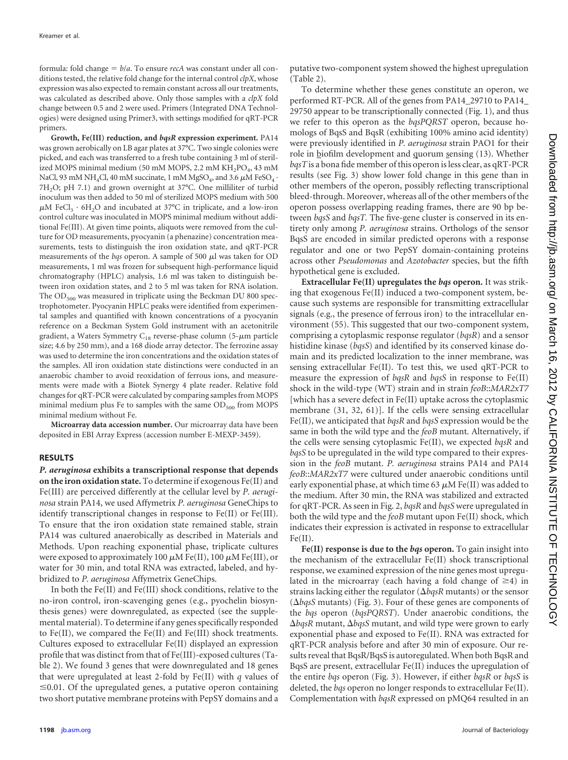formula: fold change = *b*/*a*. To ensure *recA* was constant under all conditions tested, the relative fold change for the internal control *clpX*, whose expression was also expected to remain constant across all our treatments, was calculated as described above. Only those samples with a *clpX* fold change between 0.5 and 2 were used. Primers (Integrated DNA Technologies) were designed using Primer3, with settings modified for qRT-PCR primers.

**Growth, Fe(III) reduction, and *bqsR* expression experiment.** PA14 was grown aerobically on LB agar plates at 37°C. Two single colonies were picked, and each was transferred to a fresh tube containing 3 ml of sterilized MOPS minimal medium (50 mM MOPS, 2.2 mM $KH_2PO_4$, 43 mM NaCl, 93 mM $NH_4Cl$, 40 mM succinate, 1 mM $MgSO_4$, and 3.6 $\mu$M $FeSO_4 \cdot 7H_2O$; pH 7.1) and grown overnight at 37°C. One milliliter of turbid inoculum was then added to 50 ml of sterilized MOPS medium with 500 $\mu$M $FeCl_3 \cdot 6H_2O$ and incubated at 37°C in triplicate, and a low-iron control culture was inoculated in MOPS minimal medium without additional Fe(III). At given time points, aliquots were removed from the culture for OD measurements, pyocyanin (a phenazine) concentration measurements, tests to distinguish the iron oxidation state, and qRT-PCR measurements of the *bqs* operon. A sample of 500 $\mu$l was taken for OD measurements, 1 ml was frozen for subsequent high-performance liquid chromatography (HPLC) analysis, 1.6 ml was taken to distinguish between iron oxidation states, and 2 to 5 ml was taken for RNA isolation. The $OD_{500}$ was measured in triplicate using the Beckman DU 800 spectrophotometer. Pyocyanin HPLC peaks were identified from experimental samples and quantified with known concentrations of a pyocyanin reference on a Beckman System Gold instrument with an acetonitrile gradient, a Waters Symmetry $C_{18}$ reverse-phase column (5-$\mu$m particle size; 4.6 by 250 mm), and a 168 diode array detector. The ferrozine assay was used to determine the iron concentrations and the oxidation states of the samples. All iron oxidation state distinctions were conducted in an anaerobic chamber to avoid reoxidation of ferrous ions, and measurements were made with a Biotek Synergy 4 plate reader. Relative fold changes for qRT-PCR were calculated by comparing samples from MOPS minimal medium plus Fe to samples with the same $OD_{500}$ from MOPS minimal medium without Fe.

**Microarray data accession number.** Our microarray data have been deposited in EBI Array Express (accession number E-MEXP-3459).

## RESULTS

***P. aeruginosa* exhibits a transcriptional response that depends on the iron oxidation state.** To determine if exogenous Fe(II) and Fe(III) are perceived differently at the cellular level by *P. aeruginosa* strain PA14, we used Affymetrix *P. aeruginosa* GeneChips to identify transcriptional changes in response to Fe(II) or Fe(III). To ensure that the iron oxidation state remained stable, strain PA14 was cultured anaerobically as described in Materials and Methods. Upon reaching exponential phase, triplicate cultures were exposed to approximately 100 $\mu$M Fe(II), 100 $\mu$M Fe(III), or water for 30 min, and total RNA was extracted, labeled, and hybridized to *P. aeruginosa* Affymetrix GeneChips.

In both the Fe(II) and Fe(III) shock conditions, relative to the no-iron control, iron-scavenging genes (e.g., pyochelin biosynthesis genes) were downregulated, as expected (see the supplemental material). To determine if any genes specifically responded to Fe(II), we compared the Fe(II) and Fe(III) shock treatments. Cultures exposed to extracellular Fe(II) displayed an expression profile that was distinct from that of Fe(III)-exposed cultures (Table 2). We found 3 genes that were downregulated and 18 genes that were upregulated at least 2-fold by Fe(II) with *q* values of $\leq$0.01. Of the upregulated genes, a putative operon containing two short putative membrane proteins with PepSY domains and a putative two-component system showed the highest upregulation (Table 2).

To determine whether these genes constitute an operon, we performed RT-PCR. All of the genes from PA14_29710 to PA14_29750 appear to be transcriptionally connected (Fig. 1), and thus we refer to this operon as the *bqsPQRST* operon, because homologs of BqsS and BqsR (exhibiting 100% amino acid identity) were previously identified in *P. aeruginosa* strain PAO1 for their role in biofilm development and quorum sensing (13). Whether *bqsT* is a bona fide member of this operon is less clear, as qRT-PCR results (see Fig. 3) show lower fold change in this gene than in other members of the operon, possibly reflecting transcriptional bleed-through. Moreover, whereas all of the other members of the operon possess overlapping reading frames, there are 90 bp between *bqsS* and *bqsT*. The five-gene cluster is conserved in its entirety only among *P. aeruginosa* strains. Orthologs of the sensor BqsS are encoded in similar predicted operons with a response regulator and one or two PepSY domain-containing proteins across other *Pseudomonas* and *Azotobacter* species, but the fifth hypothetical gene is excluded.

**Extracellular Fe(II) upregulates the *bqs* operon.** It was striking that exogenous Fe(II) induced a two-component system, because such systems are responsible for transmitting extracellular signals (e.g., the presence of ferrous iron) to the intracellular environment (55). This suggested that our two-component system, comprising a cytoplasmic response regulator (*bqsR*) and a sensor histidine kinase (*bqsS*) and identified by its conserved kinase domain and its predicted localization to the inner membrane, was sensing extracellular Fe(II). To test this, we used qRT-PCR to measure the expression of *bqsR* and *bqsS* in response to Fe(II) shock in the wild-type (WT) strain and in strain *feoB*::*MAR2xT7* [which has a severe defect in Fe(II) uptake across the cytoplasmic membrane (31, 32, 61)]. If the cells were sensing extracellular Fe(II), we anticipated that *bqsR* and *bqsS* expression would be the same in both the wild type and the *feoB* mutant. Alternatively, if the cells were sensing cytoplasmic Fe(II), we expected *bqsR* and *bqsS* to be upregulated in the wild type compared to their expression in the *feoB* mutant. *P. aeruginosa* strains PA14 and PA14 *feoB*::*MAR2xT7* were cultured under anaerobic conditions until early exponential phase, at which time 63 $\mu$M Fe(II) was added to the medium. After 30 min, the RNA was stabilized and extracted for qRT-PCR. As seen in Fig. 2, *bqsR* and *bqsS* were upregulated in both the wild type and the *feoB* mutant upon Fe(II) shock, which indicates their expression is activated in response to extracellular Fe(II).

**Fe(II) response is due to the *bqs* operon.** To gain insight into the mechanism of the extracellular Fe(II) shock transcriptional response, we examined expression of the nine genes most upregulated in the microarray (each having a fold change of $\geq$4) in strains lacking either the regulator ($\Delta$*bqsR* mutants) or the sensor ($\Delta$*bqsS* mutants) (Fig. 3). Four of these genes are components of the *bqs* operon (*bqsPQRST*). Under anaerobic conditions, the $\Delta$*bqsR* mutant, $\Delta$*bqsS* mutant, and wild type were grown to early exponential phase and exposed to Fe(II). RNA was extracted for qRT-PCR analysis before and after 30 min of exposure. Our results reveal that BqsR/BqsS is autoregulated. When both BqsR and BqsS are present, extracellular Fe(II) induces the upregulation of the entire *bqs* operon (Fig. 3). However, if either *bqsR* or *bqsS* is deleted, the *bqs* operon no longer responds to extracellular Fe(II). Complementation with *bqsR* expressed on pMQ64 resulted in an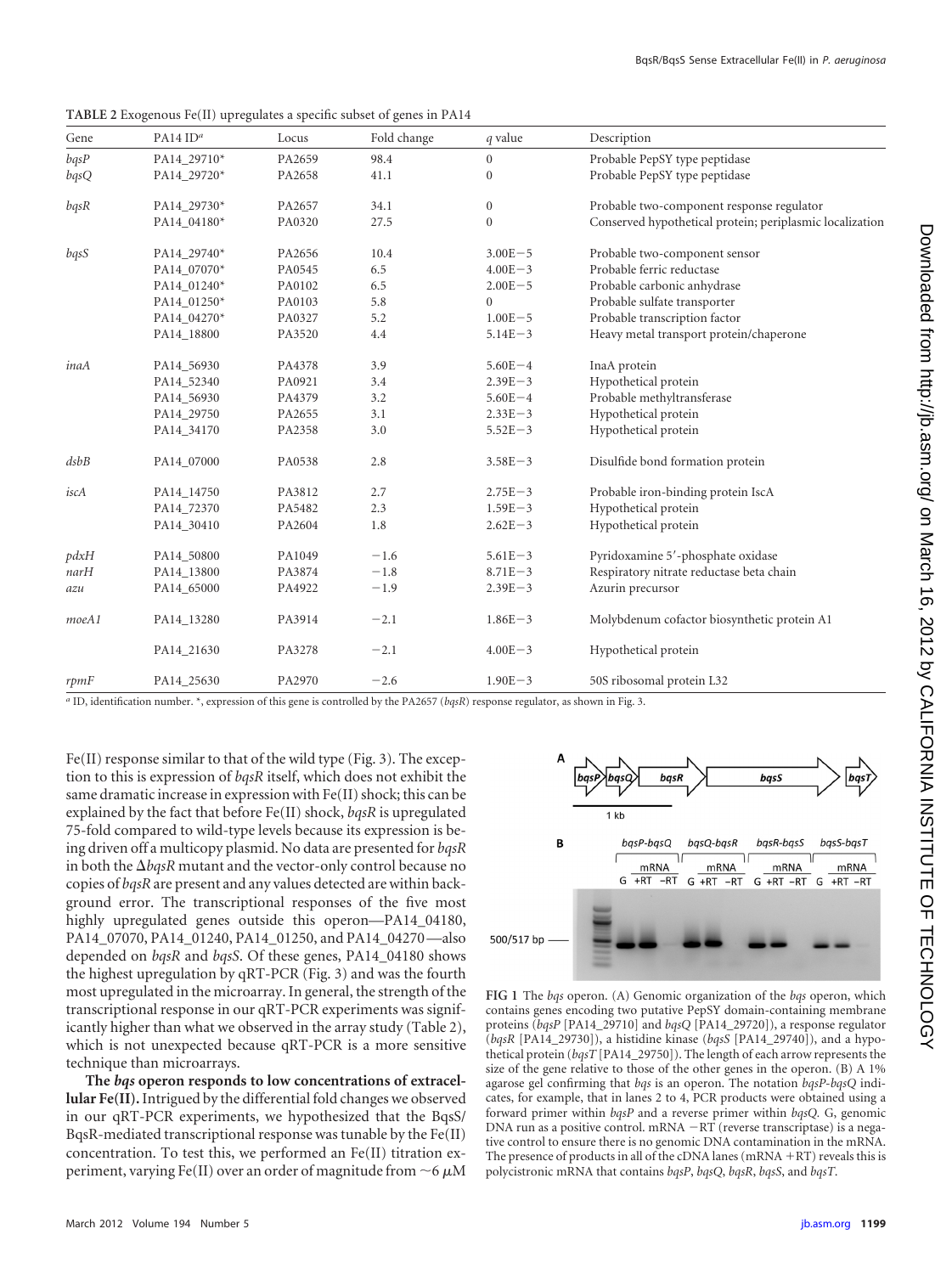**TABLE 2** Exogenous Fe(II) upregulates a specific subset of genes in PA14

| Gene | PA14 ID[a] | Locus | Fold change | *q* value | Description |
|---|---|---|---|---|---|
| *bqsP* | PA14_29710* | PA2659 | 98.4 | 0 | Probable PepSY type peptidase |
| *bqsQ* | PA14_29720* | PA2658 | 41.1 | 0 | Probable PepSY type peptidase |
| *bqsR* | PA14_29730* | PA2657 | 34.1 | 0 | Probable two-component response regulator |
| | PA14_04180* | PA0320 | 27.5 | 0 | Conserved hypothetical protein; periplasmic localization |
| *bqsS* | PA14_29740* | PA2656 | 10.4 | 3.00E−5 | Probable two-component sensor |
| | PA14_07070* | PA0545 | 6.5 | 4.00E−3 | Probable ferric reductase |
| | PA14_01240* | PA0102 | 6.5 | 2.00E−5 | Probable carbonic anhydrase |
| | PA14_01250* | PA0103 | 5.8 | 0 | Probable sulfate transporter |
| | PA14_04270* | PA0327 | 5.2 | 1.00E−5 | Probable transcription factor |
| | PA14_18800 | PA3520 | 4.4 | 5.14E−3 | Heavy metal transport protein/chaperone |
| *inaA* | PA14_56930 | PA4378 | 3.9 | 5.60E−4 | InaA protein |
| | PA14_52340 | PA0921 | 3.4 | 2.39E−3 | Hypothetical protein |
| | PA14_56930 | PA4379 | 3.2 | 5.60E−4 | Probable methyltransferase |
| | PA14_29750 | PA2655 | 3.1 | 2.33E−3 | Hypothetical protein |
| | PA14_34170 | PA2358 | 3.0 | 5.52E−3 | Hypothetical protein |
| *dsbB* | PA14_07000 | PA0538 | 2.8 | 3.58E−3 | Disulfide bond formation protein |
| *iscA* | PA14_14750 | PA3812 | 2.7 | 2.75E−3 | Probable iron-binding protein IscA |
| | PA14_72370 | PA5482 | 2.3 | 1.59E−3 | Hypothetical protein |
| | PA14_30410 | PA2604 | 1.8 | 2.62E−3 | Hypothetical protein |
| *pdxH* | PA14_50800 | PA1049 | −1.6 | 5.61E−3 | Pyridoxamine 5′-phosphate oxidase |
| *narH* | PA14_13800 | PA3874 | −1.8 | 8.71E−3 | Respiratory nitrate reductase beta chain |
| *azu* | PA14_65000 | PA4922 | −1.9 | 2.39E−3 | Azurin precursor |
| *moeA1* | PA14_13280 | PA3914 | −2.1 | 1.86E−3 | Molybdenum cofactor biosynthetic protein A1 |
| | PA14_21630 | PA3278 | −2.1 | 4.00E−3 | Hypothetical protein |
| *rpmF* | PA14_25630 | PA2970 | −2.6 | 1.90E−3 | 50S ribosomal protein L32 |

[a] ID, identification number. *, expression of this gene is controlled by the PA2657 (*bqsR*) response regulator, as shown in Fig. 3.

Fe(II) response similar to that of the wild type (Fig. 3). The exception to this is expression of *bqsR* itself, which does not exhibit the same dramatic increase in expression with Fe(II) shock; this can be explained by the fact that before Fe(II) shock, *bqsR* is upregulated 75-fold compared to wild-type levels because its expression is being driven off a multicopy plasmid. No data are presented for *bqsR* in both the Δ*bqsR* mutant and the vector-only control because no copies of *bqsR* are present and any values detected are within background error. The transcriptional responses of the five most highly upregulated genes outside this operon—PA14_04180, PA14_07070, PA14_01240, PA14_01250, and PA14_04270—also depended on *bqsR* and *bqsS*. Of these genes, PA14_04180 shows the highest upregulation by qRT-PCR (Fig. 3) and was the fourth most upregulated in the microarray. In general, the strength of the transcriptional response in our qRT-PCR experiments was significantly higher than what we observed in the array study (Table 2), which is not unexpected because qRT-PCR is a more sensitive technique than microarrays.

**The *bqs* operon responds to low concentrations of extracellular Fe(II).** Intrigued by the differential fold changes we observed in our qRT-PCR experiments, we hypothesized that the BqsS/BqsR-mediated transcriptional response was tunable by the Fe(II) concentration. To test this, we performed an Fe(II) titration experiment, varying Fe(II) over an order of magnitude from ~6 μM

**FIG 1** The *bqs* operon. (A) Genomic organization of the *bqs* operon, which contains genes encoding two putative PepSY domain-containing membrane proteins (*bqsP* [PA14_29710] and *bqsQ* [PA14_29720]), a response regulator (*bqsR* [PA14_29730]), a histidine kinase (*bqsS* [PA14_29740]), and a hypothetical protein (*bqsT* [PA14_29750]). The length of each arrow represents the size of the gene relative to those of the other genes in the operon. (B) A 1% agarose gel confirming that *bqs* is an operon. The notation *bqsP*-*bqsQ* indicates, for example, that in lanes 2 to 4, PCR products were obtained using a forward primer within *bqsP* and a reverse primer within *bqsQ*. G, genomic DNA run as a positive control. mRNA −RT (reverse transcriptase) is a negative control to ensure there is no genomic DNA contamination in the mRNA. The presence of products in all of the cDNA lanes (mRNA +RT) reveals this is polycistronic mRNA that contains *bqsP*, *bqsQ*, *bqsR*, *bqsS*, and *bqsT*.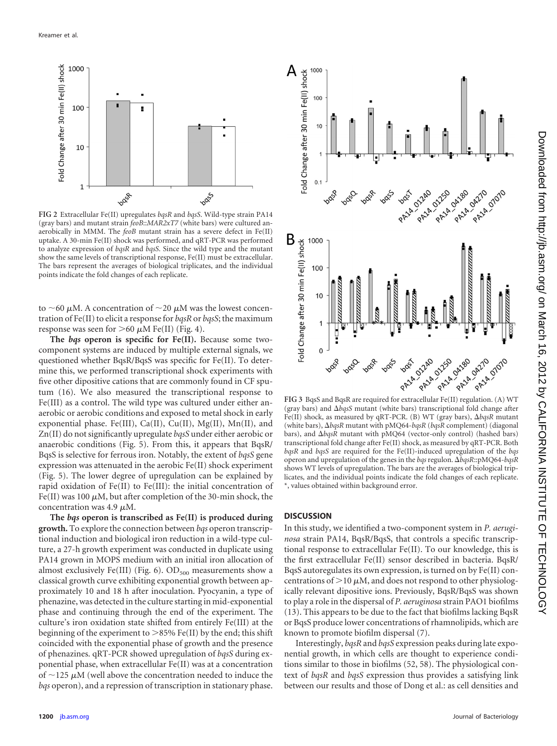FIG 2 Extracellular Fe(II) upregulates *bqsR* and *bqsS*. Wild-type strain PA14 (gray bars) and mutant strain *feoB*::*MAR2xT7* (white bars) were cultured anaerobically in MMM. The *feoB* mutant strain has a severe defect in Fe(II) uptake. A 30-min Fe(II) shock was performed, and qRT-PCR was performed to analyze expression of *bqsR* and *bqsS*. Since the wild type and the mutant show the same levels of transcriptional response, Fe(II) must be extracellular. The bars represent the averages of biological triplicates, and the individual points indicate the fold changes of each replicate.

to ~60 μM. A concentration of ~20 μM was the lowest concentration of Fe(II) to elicit a response for *bqsR* or *bqsS*; the maximum response was seen for >60 μM Fe(II) (Fig. 4).

**The *bqs* operon is specific for Fe(II).** Because some two-component systems are induced by multiple external signals, we questioned whether BqsR/BqsS was specific for Fe(II). To determine this, we performed transcriptional shock experiments with five other dipositive cations that are commonly found in CF sputum (16). We also measured the transcriptional response to Fe(III) as a control. The wild type was cultured under either anaerobic or aerobic conditions and exposed to metal shock in early exponential phase. Fe(III), Ca(II), Cu(II), Mg(II), Mn(II), and Zn(II) do not significantly upregulate *bqsS* under either aerobic or anaerobic conditions (Fig. 5). From this, it appears that BqsR/BqsS is selective for ferrous iron. Notably, the extent of *bqsS* gene expression was attenuated in the aerobic Fe(II) shock experiment (Fig. 5). The lower degree of upregulation can be explained by rapid oxidation of Fe(II) to Fe(III): the initial concentration of Fe(II) was 100 μM, but after completion of the 30-min shock, the concentration was 4.9 μM.

**The *bqs* operon is transcribed as Fe(II) is produced during growth.** To explore the connection between *bqs* operon transcriptional induction and biological iron reduction in a wild-type culture, a 27-h growth experiment was conducted in duplicate using PA14 grown in MOPS medium with an initial iron allocation of almost exclusively Fe(III) (Fig. 6). $OD_{500}$ measurements show a classical growth curve exhibiting exponential growth between approximately 10 and 18 h after inoculation. Pyocyanin, a type of phenazine, was detected in the culture starting in mid-exponential phase and continuing through the end of the experiment. The culture's iron oxidation state shifted from entirely Fe(III) at the beginning of the experiment to >85% Fe(II) by the end; this shift coincided with the exponential phase of growth and the presence of phenazines. qRT-PCR showed upregulation of *bqsS* during exponential phase, when extracellular Fe(II) was at a concentration of ~125 μM (well above the concentration needed to induce the *bqs* operon), and a repression of transcription in stationary phase.

FIG 3 BqsS and BqsR are required for extracellular Fe(II) regulation. (A) WT (gray bars) and Δ*bqsS* mutant (white bars) transcriptional fold change after Fe(II) shock, as measured by qRT-PCR. (B) WT (gray bars), Δ*bqsR* mutant (white bars), Δ*bqsR* mutant with pMQ64-*bqsR* (*bqsR* complement) (diagonal bars), and Δ*bqsR* mutant with pMQ64 (vector-only control) (hashed bars) transcriptional fold change after Fe(II) shock, as measured by qRT-PCR. Both *bqsR* and *bqsS* are required for the Fe(II)-induced upregulation of the *bqs* operon and upregulation of the genes in the *bqs* regulon. Δ*bqsR*::pMQ64-*bqsR* shows WT levels of upregulation. The bars are the averages of biological triplicates, and the individual points indicate the fold changes of each replicate. *, values obtained within background error.

## DISCUSSION

In this study, we identified a two-component system in *P. aeruginosa* strain PA14, BqsR/BqsS, that controls a specific transcriptional response to extracellular Fe(II). To our knowledge, this is the first extracellular Fe(II) sensor described in bacteria. BqsR/BqsS autoregulates its own expression, is turned on by Fe(II) concentrations of >10 μM, and does not respond to other physiologically relevant dipositive ions. Previously, BqsR/BqsS was shown to play a role in the dispersal of *P. aeruginosa* strain PAO1 biofilms (13). This appears to be due to the fact that biofilms lacking BqsR or BqsS produce lower concentrations of rhamnolipids, which are known to promote biofilm dispersal (7).

Interestingly, *bqsR* and *bqsS* expression peaks during late exponential growth, in which cells are thought to experience conditions similar to those in biofilms (52, 58). The physiological context of *bqsR* and *bqsS* expression thus provides a satisfying link between our results and those of Dong et al.: as cell densities and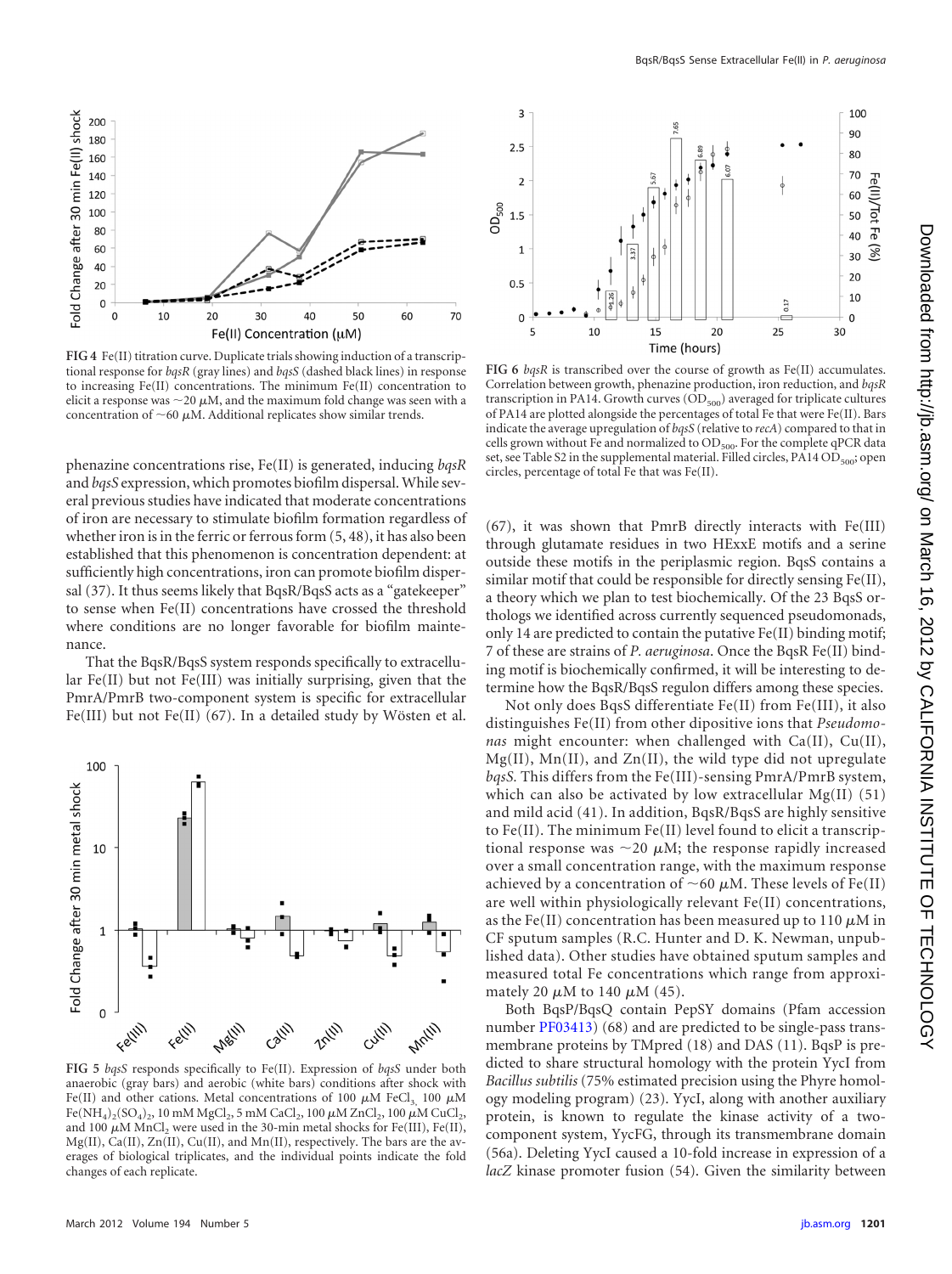FIG 4 Fe(II) titration curve. Duplicate trials showing induction of a transcriptional response for *bqsR* (gray lines) and *bqsS* (dashed black lines) in response to increasing Fe(II) concentrations. The minimum Fe(II) concentration to elicit a response was ~20 μM, and the maximum fold change was seen with a concentration of ~60 μM. Additional replicates show similar trends.

FIG 6 *bqsR* is transcribed over the course of growth as Fe(II) accumulates. Correlation between growth, phenazine production, iron reduction, and *bqsR* transcription in PA14. Growth curves ($OD_{500}$) averaged for triplicate cultures of PA14 are plotted alongside the percentages of total Fe that were Fe(II). Bars indicate the average upregulation of *bqsS* (relative to *recA*) compared to that in cells grown without Fe and normalized to $OD_{500}$. For the complete qPCR data set, see Table S2 in the supplemental material. Filled circles, PA14 $OD_{500}$; open circles, percentage of total Fe that was Fe(II).

phenazine concentrations rise, Fe(II) is generated, inducing *bqsR* and *bqsS* expression, which promotes biofilm dispersal. While several previous studies have indicated that moderate concentrations of iron are necessary to stimulate biofilm formation regardless of whether iron is in the ferric or ferrous form (5, 48), it has also been established that this phenomenon is concentration dependent: at sufficiently high concentrations, iron can promote biofilm dispersal (37). It thus seems likely that BqsR/BqsS acts as a "gatekeeper" to sense when Fe(II) concentrations have crossed the threshold where conditions are no longer favorable for biofilm maintenance.

That the BqsR/BqsS system responds specifically to extracellular Fe(II) but not Fe(III) was initially surprising, given that the PmrA/PmrB two-component system is specific for extracellular Fe(III) but not Fe(II) (67). In a detailed study by Wösten et al. (67), it was shown that PmrB directly interacts with Fe(III) through glutamate residues in two HExxE motifs and a serine outside these motifs in the periplasmic region. BqsS contains a similar motif that could be responsible for directly sensing Fe(II), a theory which we plan to test biochemically. Of the 23 BqsS orthologs we identified across currently sequenced pseudomonads, only 14 are predicted to contain the putative Fe(II) binding motif; 7 of these are strains of *P. aeruginosa*. Once the BqsR Fe(II) binding motif is biochemically confirmed, it will be interesting to determine how the BqsR/BqsS regulon differs among these species.

FIG 5 *bqsS* responds specifically to Fe(II). Expression of *bqsS* under both anaerobic (gray bars) and aerobic (white bars) conditions after shock with Fe(II) and other cations. Metal concentrations of 100 μM $FeCl_3$, 100 μM $Fe(NH_4)_2(SO_4)_2$, 10 mM $MgCl_2$, 5 mM $CaCl_2$, 100 μM $ZnCl_2$, 100 μM $CuCl_2$, and 100 μM $MnCl_2$ were used in the 30-min metal shocks for Fe(III), Fe(II), Mg(II), Ca(II), Zn(II), Cu(II), and Mn(II), respectively. The bars are the averages of biological triplicates, and the individual points indicate the fold changes of each replicate.

Not only does BqsS differentiate Fe(II) from Fe(III), it also distinguishes Fe(II) from other dipositive ions that *Pseudomonas* might encounter: when challenged with Ca(II), Cu(II), Mg(II), Mn(II), and Zn(II), the wild type did not upregulate *bqsS*. This differs from the Fe(III)-sensing PmrA/PmrB system, which can also be activated by low extracellular Mg(II) (51) and mild acid (41). In addition, BqsR/BqsS are highly sensitive to Fe(II). The minimum Fe(II) level found to elicit a transcriptional response was ~20 μM; the response rapidly increased over a small concentration range, with the maximum response achieved by a concentration of ~60 μM. These levels of Fe(II) are well within physiologically relevant Fe(II) concentrations, as the Fe(II) concentration has been measured up to 110 μM in CF sputum samples (R.C. Hunter and D. K. Newman, unpublished data). Other studies have obtained sputum samples and measured total Fe concentrations which range from approximately 20 μM to 140 μM (45).

Both BqsP/BqsQ contain PepSY domains (Pfam accession number PF03413) (68) and are predicted to be single-pass transmembrane proteins by TMpred (18) and DAS (11). BqsP is predicted to share structural homology with the protein YycI from *Bacillus subtilis* (75% estimated precision using the Phyre homology modeling program) (23). YycI, along with another auxiliary protein, is known to regulate the kinase activity of a two-component system, YycFG, through its transmembrane domain (56a). Deleting YycI caused a 10-fold increase in expression of a *lacZ* kinase promoter fusion (54). Given the similarity between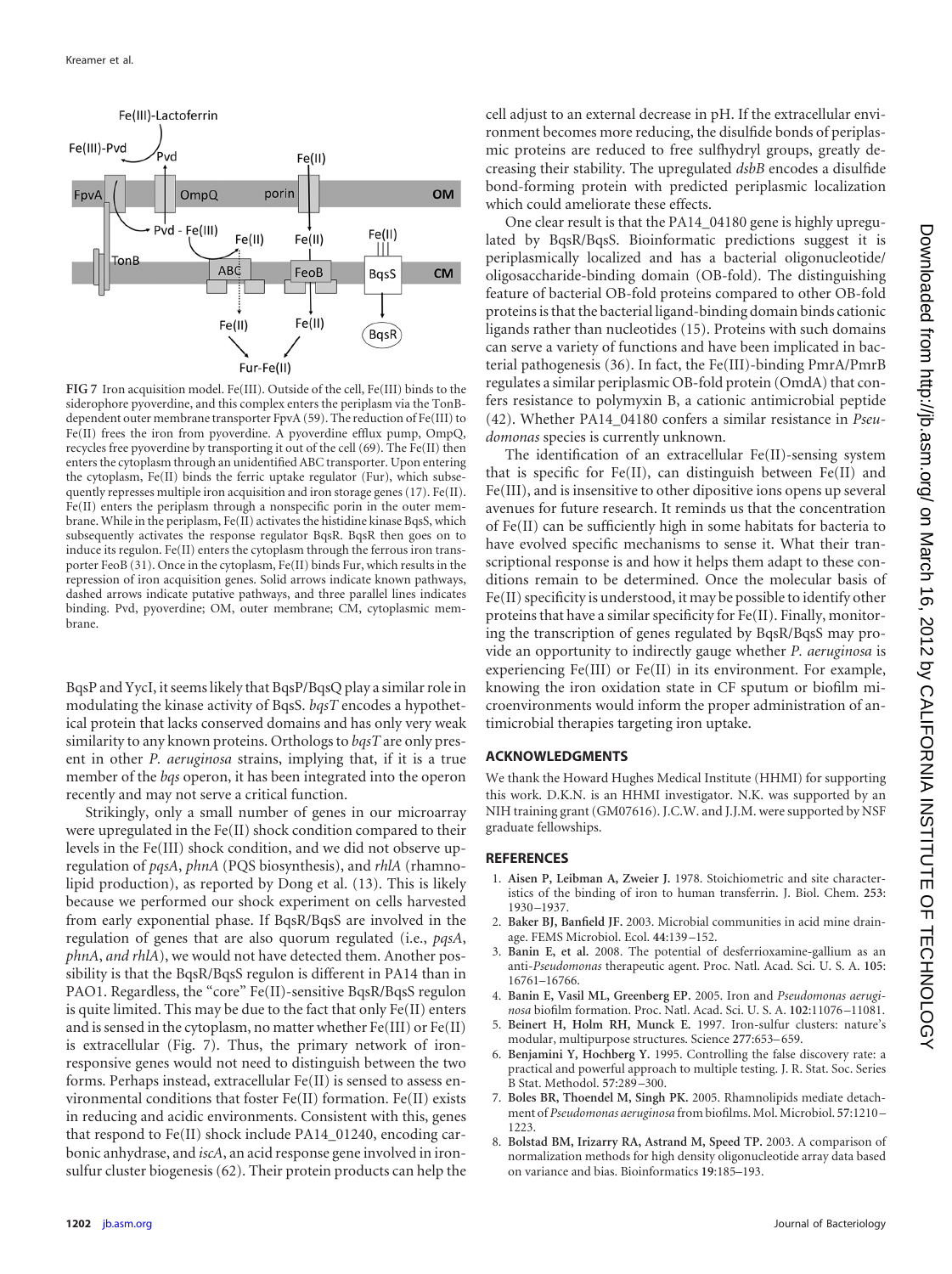FIG 7 Iron acquisition model. Fe(III). Outside of the cell, Fe(III) binds to the siderophore pyoverdine, and this complex enters the periplasm via the TonB-dependent outer membrane transporter FpvA (59). The reduction of Fe(III) to Fe(II) frees the iron from pyoverdine. A pyoverdine efflux pump, OmpQ, recycles free pyoverdine by transporting it out of the cell (69). The Fe(II) then enters the cytoplasm through an unidentified ABC transporter. Upon entering the cytoplasm, Fe(II) binds the ferric uptake regulator (Fur), which subsequently represses multiple iron acquisition and iron storage genes (17). Fe(II). Fe(II) enters the periplasm through a nonspecific porin in the outer membrane. While in the periplasm, Fe(II) activates the histidine kinase BqsS, which subsequently activates the response regulator BqsR. BqsR then goes on to induce its regulon. Fe(II) enters the cytoplasm through the ferrous iron transporter FeoB (31). Once in the cytoplasm, Fe(II) binds Fur, which results in the repression of iron acquisition genes. Solid arrows indicate known pathways, dashed arrows indicate putative pathways, and three parallel lines indicates binding. Pvd, pyoverdine; OM, outer membrane; CM, cytoplasmic membrane.

BqsP and YycI, it seems likely that BqsP/BqsQ play a similar role in modulating the kinase activity of BqsS. *bqsT* encodes a hypothetical protein that lacks conserved domains and has only very weak similarity to any known proteins. Orthologs to *bqsT* are only present in other *P. aeruginosa* strains, implying that, if it is a true member of the *bqs* operon, it has been integrated into the operon recently and may not serve a critical function.

Strikingly, only a small number of genes in our microarray were upregulated in the Fe(II) shock condition compared to their levels in the Fe(III) shock condition, and we did not observe upregulation of *pqsA*, *phnA* (PQS biosynthesis), and *rhlA* (rhamnolipid production), as reported by Dong et al. (13). This is likely because we performed our shock experiment on cells harvested from early exponential phase. If BqsR/BqsS are involved in the regulation of genes that are also quorum regulated (i.e., *pqsA*, *phnA*, *and rhlA*), we would not have detected them. Another possibility is that the BqsR/BqsS regulon is different in PA14 than in PAO1. Regardless, the "core" Fe(II)-sensitive BqsR/BqsS regulon is quite limited. This may be due to the fact that only Fe(II) enters and is sensed in the cytoplasm, no matter whether Fe(III) or Fe(II) is extracellular (Fig. 7). Thus, the primary network of iron-responsive genes would not need to distinguish between the two forms. Perhaps instead, extracellular Fe(II) is sensed to assess environmental conditions that foster Fe(II) formation. Fe(II) exists in reducing and acidic environments. Consistent with this, genes that respond to Fe(II) shock include PA14_01240, encoding carbonic anhydrase, and *iscA*, an acid response gene involved in iron-sulfur cluster biogenesis (62). Their protein products can help the cell adjust to an external decrease in pH. If the extracellular environment becomes more reducing, the disulfide bonds of periplasmic proteins are reduced to free sulfhydryl groups, greatly decreasing their stability. The upregulated *dsbB* encodes a disulfide bond-forming protein with predicted periplasmic localization which could ameliorate these effects.

One clear result is that the PA14_04180 gene is highly upregulated by BqsR/BqsS. Bioinformatic predictions suggest it is periplasmically localized and has a bacterial oligonucleotide/oligosaccharide-binding domain (OB-fold). The distinguishing feature of bacterial OB-fold proteins compared to other OB-fold proteins is that the bacterial ligand-binding domain binds cationic ligands rather than nucleotides (15). Proteins with such domains can serve a variety of functions and have been implicated in bacterial pathogenesis (36). In fact, the Fe(III)-binding PmrA/PmrB regulates a similar periplasmic OB-fold protein (OmdA) that confers resistance to polymyxin B, a cationic antimicrobial peptide (42). Whether PA14_04180 confers a similar resistance in *Pseudomonas* species is currently unknown.

The identification of an extracellular Fe(II)-sensing system that is specific for Fe(II), can distinguish between Fe(II) and Fe(III), and is insensitive to other dipositive ions opens up several avenues for future research. It reminds us that the concentration of Fe(II) can be sufficiently high in some habitats for bacteria to have evolved specific mechanisms to sense it. What their transcriptional response is and how it helps them adapt to these conditions remain to be determined. Once the molecular basis of Fe(II) specificity is understood, it may be possible to identify other proteins that have a similar specificity for Fe(II). Finally, monitoring the transcription of genes regulated by BqsR/BqsS may provide an opportunity to indirectly gauge whether *P. aeruginosa* is experiencing Fe(III) or Fe(II) in its environment. For example, knowing the iron oxidation state in CF sputum or biofilm microenvironments would inform the proper administration of antimicrobial therapies targeting iron uptake.

## ACKNOWLEDGMENTS

We thank the Howard Hughes Medical Institute (HHMI) for supporting this work. D.K.N. is an HHMI investigator. N.K. was supported by an NIH training grant (GM07616). J.C.W. and J.J.M. were supported by NSF graduate fellowships.

## REFERENCES

1. **Aisen P, Leibman A, Zweier J.** 1978. Stoichiometric and site characteristics of the binding of iron to human transferrin. J. Biol. Chem. **253**: 1930–1937.
2. **Baker BJ, Banfield JF.** 2003. Microbial communities in acid mine drainage. FEMS Microbiol. Ecol. **44**:139–152.
3. **Banin E, et al.** 2008. The potential of desferrioxamine-gallium as an anti-*Pseudomonas* therapeutic agent. Proc. Natl. Acad. Sci. U. S. A. **105**: 16761–16766.
4. **Banin E, Vasil ML, Greenberg EP.** 2005. Iron and *Pseudomonas aeruginosa* biofilm formation. Proc. Natl. Acad. Sci. U. S. A. **102**:11076–11081.
5. **Beinert H, Holm RH, Munck E.** 1997. Iron-sulfur clusters: nature's modular, multipurpose structures. Science **277**:653–659.
6. **Benjamini Y, Hochberg Y.** 1995. Controlling the false discovery rate: a practical and powerful approach to multiple testing. J. R. Stat. Soc. Series B Stat. Methodol. **57**:289–300.
7. **Boles BR, Thoendel M, Singh PK.** 2005. Rhamnolipids mediate detachment of *Pseudomonas aeruginosa* from biofilms. Mol. Microbiol. **57**:1210–1223.
8. **Bolstad BM, Irizarry RA, Astrand M, Speed TP.** 2003. A comparison of normalization methods for high density oligonucleotide array data based on variance and bias. Bioinformatics **19**:185–193.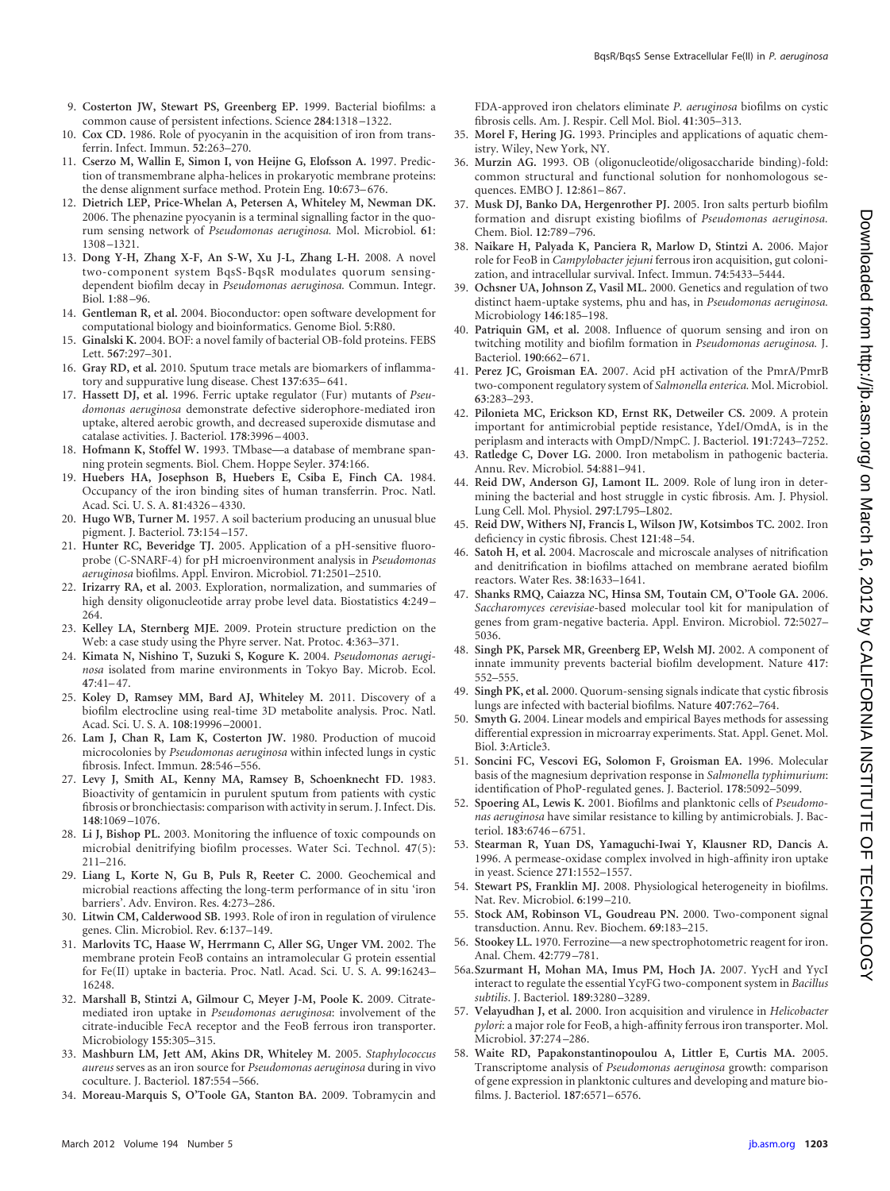9. **Costerton JW, Stewart PS, Greenberg EP.** 1999. Bacterial biofilms: a common cause of persistent infections. Science **284**:1318–1322.
10. **Cox CD.** 1986. Role of pyocyanin in the acquisition of iron from transferrin. Infect. Immun. **52**:263–270.
11. **Cserzo M, Wallin E, Simon I, von Heijne G, Elofsson A.** 1997. Prediction of transmembrane alpha-helices in prokaryotic membrane proteins: the dense alignment surface method. Protein Eng. **10**:673–676.
12. **Dietrich LEP, Price-Whelan A, Petersen A, Whiteley M, Newman DK.** 2006. The phenazine pyocyanin is a terminal signalling factor in the quorum sensing network of *Pseudomonas aeruginosa.* Mol. Microbiol. **61**: 1308–1321.
13. **Dong Y-H, Zhang X-F, An S-W, Xu J-L, Zhang L-H.** 2008. A novel two-component system BqsS-BqsR modulates quorum sensing-dependent biofilm decay in *Pseudomonas aeruginosa.* Commun. Integr. Biol. **1**:88–96.
14. **Gentleman R, et al.** 2004. Bioconductor: open software development for computational biology and bioinformatics. Genome Biol. **5**:R80.
15. **Ginalski K.** 2004. BOF: a novel family of bacterial OB-fold proteins. FEBS Lett. **567**:297–301.
16. **Gray RD, et al.** 2010. Sputum trace metals are biomarkers of inflammatory and suppurative lung disease. Chest **137**:635–641.
17. **Hassett DJ, et al.** 1996. Ferric uptake regulator (Fur) mutants of *Pseudomonas aeruginosa* demonstrate defective siderophore-mediated iron uptake, altered aerobic growth, and decreased superoxide dismutase and catalase activities. J. Bacteriol. **178**:3996–4003.
18. **Hofmann K, Stoffel W.** 1993. TMbase—a database of membrane spanning protein segments. Biol. Chem. Hoppe Seyler. **374**:166.
19. **Huebers HA, Josephson B, Huebers E, Csiba E, Finch CA.** 1984. Occupancy of the iron binding sites of human transferrin. Proc. Natl. Acad. Sci. U. S. A. **81**:4326–4330.
20. **Hugo WB, Turner M.** 1957. A soil bacterium producing an unusual blue pigment. J. Bacteriol. **73**:154–157.
21. **Hunter RC, Beveridge TJ.** 2005. Application of a pH-sensitive fluoroprobe (C-SNARF-4) for pH microenvironment analysis in *Pseudomonas aeruginosa* biofilms. Appl. Environ. Microbiol. **71**:2501–2510.
22. **Irizarry RA, et al.** 2003. Exploration, normalization, and summaries of high density oligonucleotide array probe level data. Biostatistics **4**:249–264.
23. **Kelley LA, Sternberg MJE.** 2009. Protein structure prediction on the Web: a case study using the Phyre server. Nat. Protoc. **4**:363–371.
24. **Kimata N, Nishino T, Suzuki S, Kogure K.** 2004. *Pseudomonas aeruginosa* isolated from marine environments in Tokyo Bay. Microb. Ecol. **47**:41–47.
25. **Koley D, Ramsey MM, Bard AJ, Whiteley M.** 2011. Discovery of a biofilm electrocline using real-time 3D metabolite analysis. Proc. Natl. Acad. Sci. U. S. A. **108**:19996–20001.
26. **Lam J, Chan R, Lam K, Costerton JW.** 1980. Production of mucoid microcolonies by *Pseudomonas aeruginosa* within infected lungs in cystic fibrosis. Infect. Immun. **28**:546–556.
27. **Levy J, Smith AL, Kenny MA, Ramsey B, Schoenknecht FD.** 1983. Bioactivity of gentamicin in purulent sputum from patients with cystic fibrosis or bronchiectasis: comparison with activity in serum. J. Infect. Dis. **148**:1069–1076.
28. **Li J, Bishop PL.** 2003. Monitoring the influence of toxic compounds on microbial denitrifying biofilm processes. Water Sci. Technol. **47**(5): 211–216.
29. **Liang L, Korte N, Gu B, Puls R, Reeter C.** 2000. Geochemical and microbial reactions affecting the long-term performance of in situ 'iron barriers'. Adv. Environ. Res. **4**:273–286.
30. **Litwin CM, Calderwood SB.** 1993. Role of iron in regulation of virulence genes. Clin. Microbiol. Rev. **6**:137–149.
31. **Marlovits TC, Haase W, Herrmann C, Aller SG, Unger VM.** 2002. The membrane protein FeoB contains an intramolecular G protein essential for Fe(II) uptake in bacteria. Proc. Natl. Acad. Sci. U. S. A. **99**:16243–16248.
32. **Marshall B, Stintzi A, Gilmour C, Meyer J-M, Poole K.** 2009. Citrate-mediated iron uptake in *Pseudomonas aeruginosa*: involvement of the citrate-inducible FecA receptor and the FeoB ferrous iron transporter. Microbiology **155**:305–315.
33. **Mashburn LM, Jett AM, Akins DR, Whiteley M.** 2005. *Staphylococcus aureus* serves as an iron source for *Pseudomonas aeruginosa* during in vivo coculture. J. Bacteriol. **187**:554–566.
34. **Moreau-Marquis S, O'Toole GA, Stanton BA.** 2009. Tobramycin and FDA-approved iron chelators eliminate *P. aeruginosa* biofilms on cystic fibrosis cells. Am. J. Respir. Cell Mol. Biol. **41**:305–313.
35. **Morel F, Hering JG.** 1993. Principles and applications of aquatic chemistry. Wiley, New York, NY.
36. **Murzin AG.** 1993. OB (oligonucleotide/oligosaccharide binding)-fold: common structural and functional solution for nonhomologous sequences. EMBO J. **12**:861–867.
37. **Musk DJ, Banko DA, Hergenrother PJ.** 2005. Iron salts perturb biofilm formation and disrupt existing biofilms of *Pseudomonas aeruginosa.* Chem. Biol. **12**:789–796.
38. **Naikare H, Palyada K, Panciera R, Marlow D, Stintzi A.** 2006. Major role for FeoB in *Campylobacter jejuni* ferrous iron acquisition, gut colonization, and intracellular survival. Infect. Immun. **74**:5433–5444.
39. **Ochsner UA, Johnson Z, Vasil ML.** 2000. Genetics and regulation of two distinct haem-uptake systems, phu and has, in *Pseudomonas aeruginosa.* Microbiology **146**:185–198.
40. **Patriquin GM, et al.** 2008. Influence of quorum sensing and iron on twitching motility and biofilm formation in *Pseudomonas aeruginosa.* J. Bacteriol. **190**:662–671.
41. **Perez JC, Groisman EA.** 2007. Acid pH activation of the PmrA/PmrB two-component regulatory system of *Salmonella enterica.* Mol. Microbiol. **63**:283–293.
42. **Pilonieta MC, Erickson KD, Ernst RK, Detweiler CS.** 2009. A protein important for antimicrobial peptide resistance, YdeI/OmdA, is in the periplasm and interacts with OmpD/NmpC. J. Bacteriol. **191**:7243–7252.
43. **Ratledge C, Dover LG.** 2000. Iron metabolism in pathogenic bacteria. Annu. Rev. Microbiol. **54**:881–941.
44. **Reid DW, Anderson GJ, Lamont IL.** 2009. Role of lung iron in determining the bacterial and host struggle in cystic fibrosis. Am. J. Physiol. Lung Cell. Mol. Physiol. **297**:L795–L802.
45. **Reid DW, Withers NJ, Francis L, Wilson JW, Kotsimbos TC.** 2002. Iron deficiency in cystic fibrosis. Chest **121**:48–54.
46. **Satoh H, et al.** 2004. Macroscale and microscale analyses of nitrification and denitrification in biofilms attached on membrane aerated biofilm reactors. Water Res. **38**:1633–1641.
47. **Shanks RMQ, Caiazza NC, Hinsa SM, Toutain CM, O'Toole GA.** 2006. *Saccharomyces cerevisiae*-based molecular tool kit for manipulation of genes from gram-negative bacteria. Appl. Environ. Microbiol. **72**:5027–5036.
48. **Singh PK, Parsek MR, Greenberg EP, Welsh MJ.** 2002. A component of innate immunity prevents bacterial biofilm development. Nature **417**: 552–555.
49. **Singh PK, et al.** 2000. Quorum-sensing signals indicate that cystic fibrosis lungs are infected with bacterial biofilms. Nature **407**:762–764.
50. **Smyth G.** 2004. Linear models and empirical Bayes methods for assessing differential expression in microarray experiments. Stat. Appl. Genet. Mol. Biol. **3**:Article3.
51. **Soncini FC, Vescovi EG, Solomon F, Groisman EA.** 1996. Molecular basis of the magnesium deprivation response in *Salmonella typhimurium*: identification of PhoP-regulated genes. J. Bacteriol. **178**:5092–5099.
52. **Spoering AL, Lewis K.** 2001. Biofilms and planktonic cells of *Pseudomonas aeruginosa* have similar resistance to killing by antimicrobials. J. Bacteriol. **183**:6746–6751.
53. **Stearman R, Yuan DS, Yamaguchi-Iwai Y, Klausner RD, Dancis A.** 1996. A permease-oxidase complex involved in high-affinity iron uptake in yeast. Science **271**:1552–1557.
54. **Stewart PS, Franklin MJ.** 2008. Physiological heterogeneity in biofilms. Nat. Rev. Microbiol. **6**:199–210.
55. **Stock AM, Robinson VL, Goudreau PN.** 2000. Two-component signal transduction. Annu. Rev. Biochem. **69**:183–215.
56. **Stookey LL.** 1970. Ferrozine—a new spectrophotometric reagent for iron. Anal. Chem. **42**:779–781.

56a. **Szurmant H, Mohan MA, Imus PM, Hoch JA.** 2007. YycH and YycI interact to regulate the essential YycFG two-component system in *Bacillus subtilis*. J. Bacteriol. **189**:3280–3289.

57. **Velayudhan J, et al.** 2000. Iron acquisition and virulence in *Helicobacter pylori*: a major role for FeoB, a high-affinity ferrous iron transporter. Mol. Microbiol. **37**:274–286.
58. **Waite RD, Papakonstantinopoulou A, Littler E, Curtis MA.** 2005. Transcriptome analysis of *Pseudomonas aeruginosa* growth: comparison of gene expression in planktonic cultures and developing and mature biofilms. J. Bacteriol. **187**:6571–6576.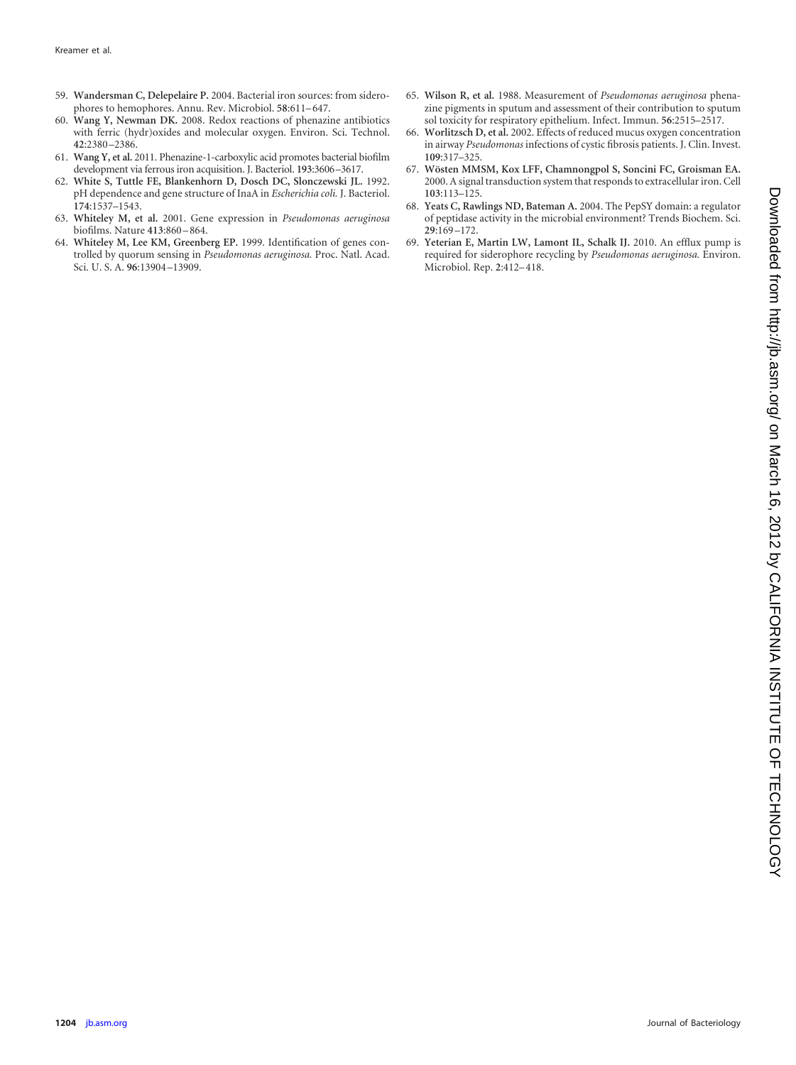59. **Wandersman C, Delepelaire P.** 2004. Bacterial iron sources: from siderophores to hemophores. Annu. Rev. Microbiol. **58**:611–647.
60. **Wang Y, Newman DK.** 2008. Redox reactions of phenazine antibiotics with ferric (hydr)oxides and molecular oxygen. Environ. Sci. Technol. **42**:2380–2386.
61. **Wang Y, et al.** 2011. Phenazine-1-carboxylic acid promotes bacterial biofilm development via ferrous iron acquisition. J. Bacteriol. **193**:3606–3617.
62. **White S, Tuttle FE, Blankenhorn D, Dosch DC, Slonczewski JL.** 1992. pH dependence and gene structure of InaA in *Escherichia coli.* J. Bacteriol. **174**:1537–1543.
63. **Whiteley M, et al.** 2001. Gene expression in *Pseudomonas aeruginosa* biofilms. Nature **413**:860–864.
64. **Whiteley M, Lee KM, Greenberg EP.** 1999. Identification of genes controlled by quorum sensing in *Pseudomonas aeruginosa.* Proc. Natl. Acad. Sci. U. S. A. **96**:13904–13909.
65. **Wilson R, et al.** 1988. Measurement of *Pseudomonas aeruginosa* phenazine pigments in sputum and assessment of their contribution to sputum sol toxicity for respiratory epithelium. Infect. Immun. **56**:2515–2517.
66. **Worlitzsch D, et al.** 2002. Effects of reduced mucus oxygen concentration in airway *Pseudomonas* infections of cystic fibrosis patients. J. Clin. Invest. **109**:317–325.
67. **Wösten MMSM, Kox LFF, Chamnongpol S, Soncini FC, Groisman EA.** 2000. A signal transduction system that responds to extracellular iron. Cell **103**:113–125.
68. **Yeats C, Rawlings ND, Bateman A.** 2004. The PepSY domain: a regulator of peptidase activity in the microbial environment? Trends Biochem. Sci. **29**:169–172.
69. **Yeterian E, Martin LW, Lamont IL, Schalk IJ.** 2010. An efflux pump is required for siderophore recycling by *Pseudomonas aeruginosa.* Environ. Microbiol. Rep. **2**:412–418.